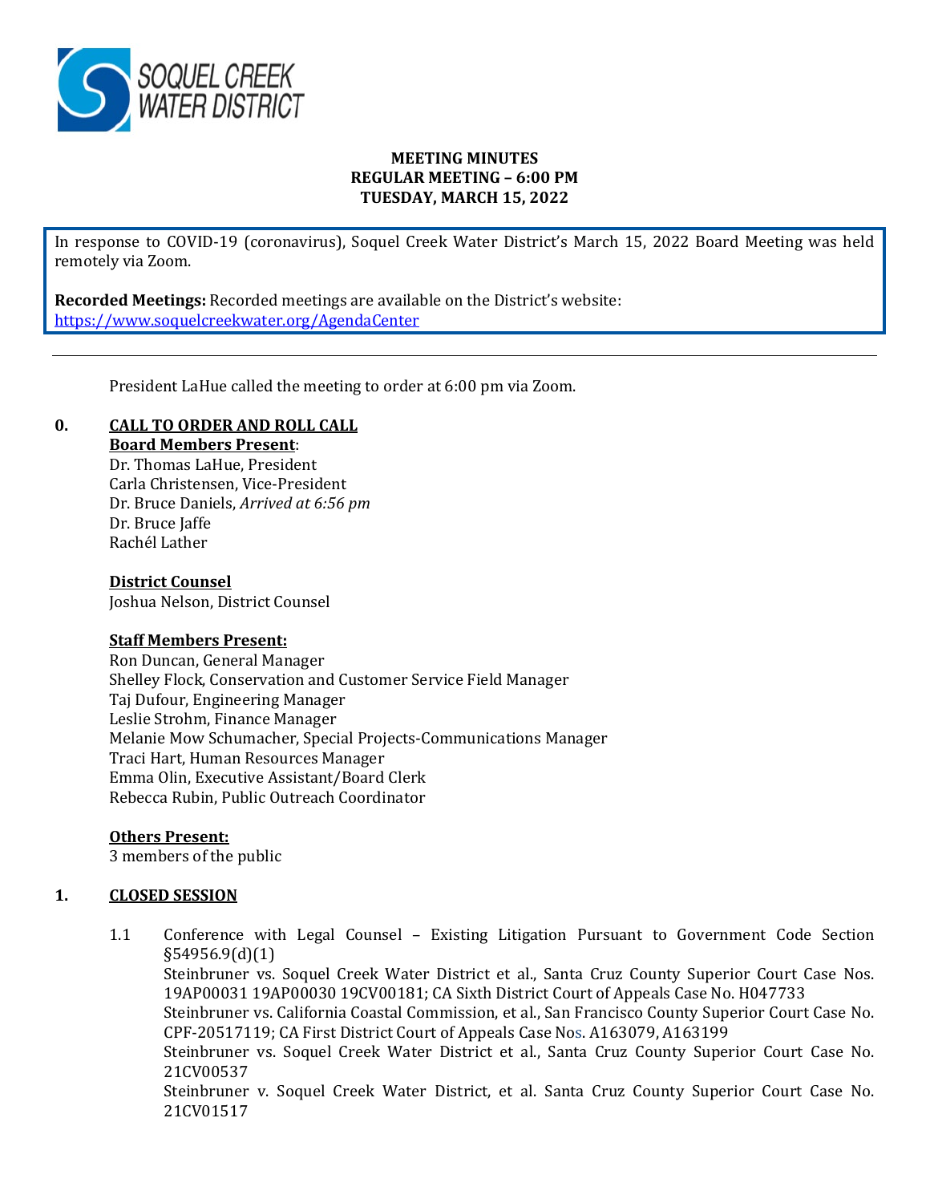**MEETING MINUTES**
**REGULAR MEETING – 6:00 PM**
**TUESDAY, MARCH 15, 2022**

In response to COVID-19 (coronavirus), Soquel Creek Water District's March 15, 2022 Board Meeting was held remotely via Zoom.

**Recorded Meetings:** Recorded meetings are available on the District's website: https://www.soquelcreekwater.org/AgendaCenter

---

President LaHue called the meeting to order at 6:00 pm via Zoom.

## 0. CALL TO ORDER AND ROLL CALL

**Board Members Present**:
Dr. Thomas LaHue, President
Carla Christensen, Vice-President
Dr. Bruce Daniels, *Arrived at 6:56 pm*
Dr. Bruce Jaffe
Rachél Lather

**District Counsel**
Joshua Nelson, District Counsel

**Staff Members Present:**
Ron Duncan, General Manager
Shelley Flock, Conservation and Customer Service Field Manager
Taj Dufour, Engineering Manager
Leslie Strohm, Finance Manager
Melanie Mow Schumacher, Special Projects-Communications Manager
Traci Hart, Human Resources Manager
Emma Olin, Executive Assistant/Board Clerk
Rebecca Rubin, Public Outreach Coordinator

**Others Present:**
3 members of the public

## 1. CLOSED SESSION

1.1 Conference with Legal Counsel – Existing Litigation Pursuant to Government Code Section §54956.9(d)(1)
Steinbruner vs. Soquel Creek Water District et al., Santa Cruz County Superior Court Case Nos. 19AP00031 19AP00030 19CV00181; CA Sixth District Court of Appeals Case No. H047733
Steinbruner vs. California Coastal Commission, et al., San Francisco County Superior Court Case No. CPF-20517119; CA First District Court of Appeals Case Nos. A163079, A163199
Steinbruner vs. Soquel Creek Water District et al., Santa Cruz County Superior Court Case No. 21CV00537
Steinbruner v. Soquel Creek Water District, et al. Santa Cruz County Superior Court Case No. 21CV01517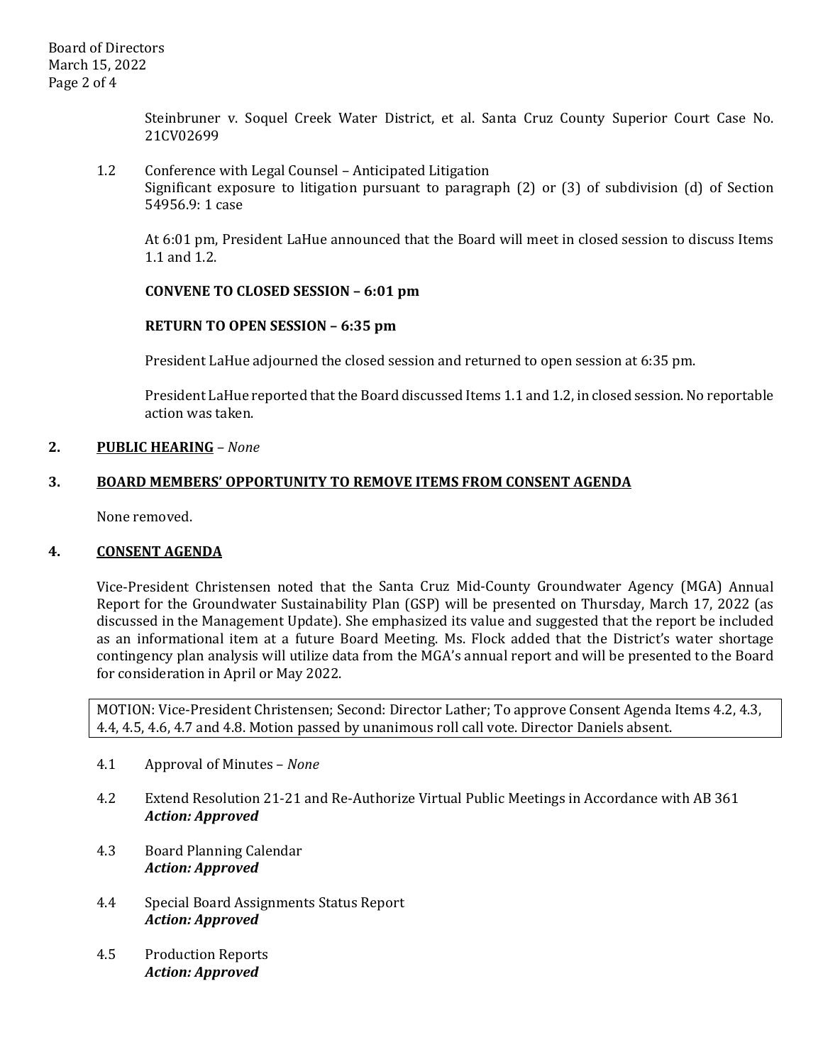Steinbruner v. Soquel Creek Water District, et al. Santa Cruz County Superior Court Case No. 21CV02699

1.2 Conference with Legal Counsel – Anticipated Litigation
Significant exposure to litigation pursuant to paragraph (2) or (3) of subdivision (d) of Section 54956.9: 1 case

At 6:01 pm, President LaHue announced that the Board will meet in closed session to discuss Items 1.1 and 1.2.

**CONVENE TO CLOSED SESSION – 6:01 pm**

**RETURN TO OPEN SESSION – 6:35 pm**

President LaHue adjourned the closed session and returned to open session at 6:35 pm.

President LaHue reported that the Board discussed Items 1.1 and 1.2, in closed session. No reportable action was taken.

## 2. PUBLIC HEARING – *None*

## 3. BOARD MEMBERS' OPPORTUNITY TO REMOVE ITEMS FROM CONSENT AGENDA

None removed.

## 4. CONSENT AGENDA

Vice-President Christensen noted that the Santa Cruz Mid-County Groundwater Agency (MGA) Annual Report for the Groundwater Sustainability Plan (GSP) will be presented on Thursday, March 17, 2022 (as discussed in the Management Update). She emphasized its value and suggested that the report be included as an informational item at a future Board Meeting. Ms. Flock added that the District's water shortage contingency plan analysis will utilize data from the MGA's annual report and will be presented to the Board for consideration in April or May 2022.

MOTION: Vice-President Christensen; Second: Director Lather; To approve Consent Agenda Items 4.2, 4.3, 4.4, 4.5, 4.6, 4.7 and 4.8. Motion passed by unanimous roll call vote. Director Daniels absent.

4.1 Approval of Minutes – *None*

4.2 Extend Resolution 21-21 and Re-Authorize Virtual Public Meetings in Accordance with AB 361
***Action: Approved***

4.3 Board Planning Calendar
***Action: Approved***

4.4 Special Board Assignments Status Report
***Action: Approved***

4.5 Production Reports
***Action: Approved***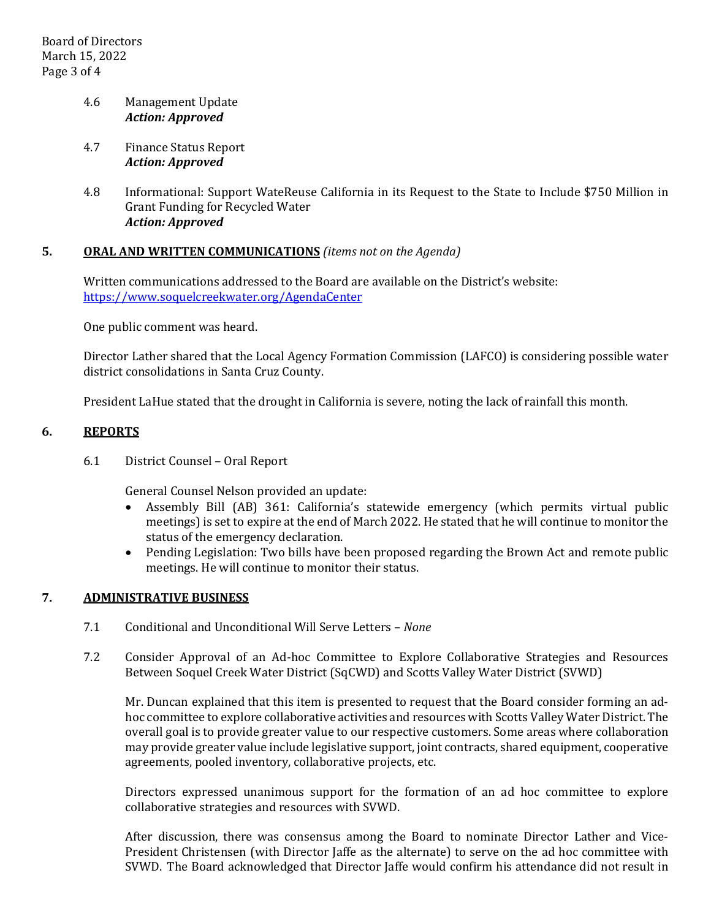4.6 Management Update
*Action: Approved*

4.7 Finance Status Report
*Action: Approved*

4.8 Informational: Support WateReuse California in its Request to the State to Include $750 Million in Grant Funding for Recycled Water
*Action: Approved*

## 5. ORAL AND WRITTEN COMMUNICATIONS *(items not on the Agenda)*

Written communications addressed to the Board are available on the District's website: [https://www.soquelcreekwater.org/AgendaCenter](https://www.soquelcreekwater.org/AgendaCenter)

One public comment was heard.

Director Lather shared that the Local Agency Formation Commission (LAFCO) is considering possible water district consolidations in Santa Cruz County.

President LaHue stated that the drought in California is severe, noting the lack of rainfall this month.

## 6. REPORTS

6.1 District Counsel – Oral Report

General Counsel Nelson provided an update:

- Assembly Bill (AB) 361: California's statewide emergency (which permits virtual public meetings) is set to expire at the end of March 2022. He stated that he will continue to monitor the status of the emergency declaration.
- Pending Legislation: Two bills have been proposed regarding the Brown Act and remote public meetings. He will continue to monitor their status.

## 7. ADMINISTRATIVE BUSINESS

7.1 Conditional and Unconditional Will Serve Letters – *None*

7.2 Consider Approval of an Ad-hoc Committee to Explore Collaborative Strategies and Resources Between Soquel Creek Water District (SqCWD) and Scotts Valley Water District (SVWD)

Mr. Duncan explained that this item is presented to request that the Board consider forming an ad-hoc committee to explore collaborative activities and resources with Scotts Valley Water District. The overall goal is to provide greater value to our respective customers. Some areas where collaboration may provide greater value include legislative support, joint contracts, shared equipment, cooperative agreements, pooled inventory, collaborative projects, etc.

Directors expressed unanimous support for the formation of an ad hoc committee to explore collaborative strategies and resources with SVWD.

After discussion, there was consensus among the Board to nominate Director Lather and Vice-President Christensen (with Director Jaffe as the alternate) to serve on the ad hoc committee with SVWD. The Board acknowledged that Director Jaffe would confirm his attendance did not result in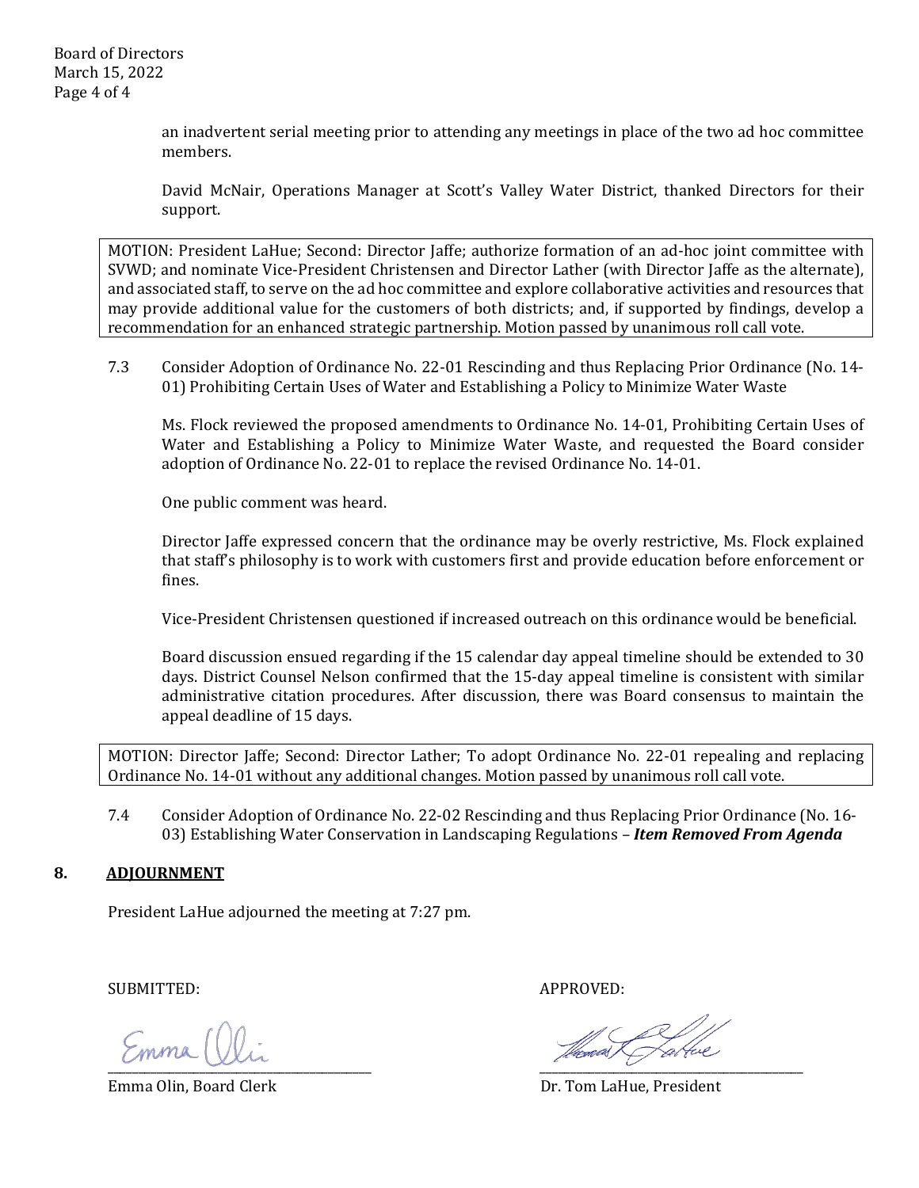an inadvertent serial meeting prior to attending any meetings in place of the two ad hoc committee members.

David McNair, Operations Manager at Scott's Valley Water District, thanked Directors for their support.

MOTION: President LaHue; Second: Director Jaffe; authorize formation of an ad-hoc joint committee with SVWD; and nominate Vice-President Christensen and Director Lather (with Director Jaffe as the alternate), and associated staff, to serve on the ad hoc committee and explore collaborative activities and resources that may provide additional value for the customers of both districts; and, if supported by findings, develop a recommendation for an enhanced strategic partnership. Motion passed by unanimous roll call vote.

7.3 Consider Adoption of Ordinance No. 22-01 Rescinding and thus Replacing Prior Ordinance (No. 14-01) Prohibiting Certain Uses of Water and Establishing a Policy to Minimize Water Waste

Ms. Flock reviewed the proposed amendments to Ordinance No. 14-01, Prohibiting Certain Uses of Water and Establishing a Policy to Minimize Water Waste, and requested the Board consider adoption of Ordinance No. 22-01 to replace the revised Ordinance No. 14-01.

One public comment was heard.

Director Jaffe expressed concern that the ordinance may be overly restrictive, Ms. Flock explained that staff's philosophy is to work with customers first and provide education before enforcement or fines.

Vice-President Christensen questioned if increased outreach on this ordinance would be beneficial.

Board discussion ensued regarding if the 15 calendar day appeal timeline should be extended to 30 days. District Counsel Nelson confirmed that the 15-day appeal timeline is consistent with similar administrative citation procedures. After discussion, there was Board consensus to maintain the appeal deadline of 15 days.

MOTION: Director Jaffe; Second: Director Lather; To adopt Ordinance No. 22-01 repealing and replacing Ordinance No. 14-01 without any additional changes. Motion passed by unanimous roll call vote.

7.4 Consider Adoption of Ordinance No. 22-02 Rescinding and thus Replacing Prior Ordinance (No. 16-03) Establishing Water Conservation in Landscaping Regulations – ***Item Removed From Agenda***

## 8. ADJOURNMENT

President LaHue adjourned the meeting at 7:27 pm.

SUBMITTED:

Emma Olin, Board Clerk

APPROVED:

Dr. Tom LaHue, President